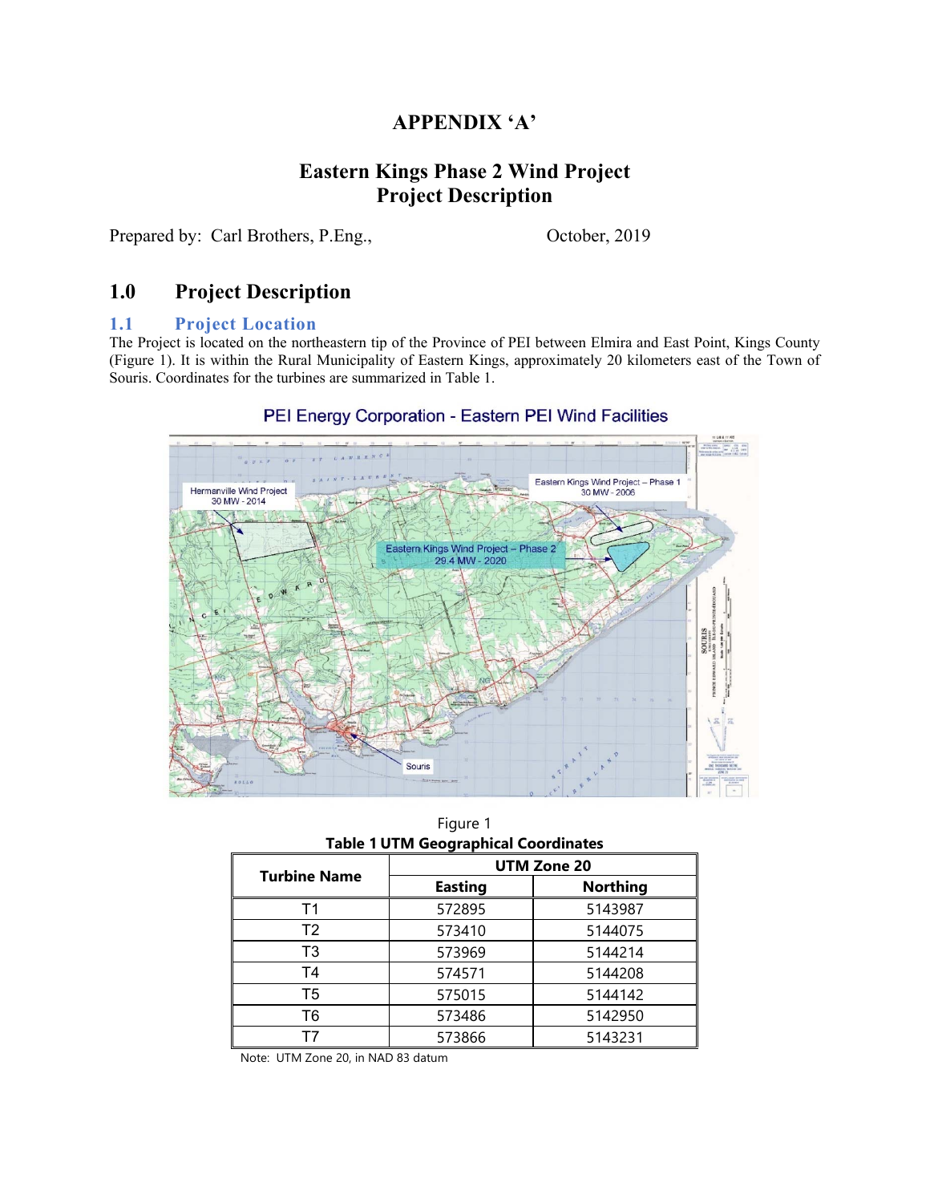# APPENDIX 'A'

## Eastern Kings Phase 2 Wind Project
## Project Description

Prepared by: Carl Brothers, P.Eng., October, 2019

## 1.0 Project Description

### 1.1 Project Location

The Project is located on the northeastern tip of the Province of PEI between Elmira and East Point, Kings County (Figure 1). It is within the Rural Municipality of Eastern Kings, approximately 20 kilometers east of the Town of Souris. Coordinates for the turbines are summarized in Table 1.

PEI Energy Corporation - Eastern PEI Wind Facilities

Figure 1

**Table 1 UTM Geographical Coordinates**

| Turbine Name | UTM Zone 20 | |
|---|---|---|
| | Easting | Northing |
| T1 | 572895 | 5143987 |
| T2 | 573410 | 5144075 |
| T3 | 573969 | 5144214 |
| T4 | 574571 | 5144208 |
| T5 | 575015 | 5144142 |
| T6 | 573486 | 5142950 |
| T7 | 573866 | 5143231 |

Note: UTM Zone 20, in NAD 83 datum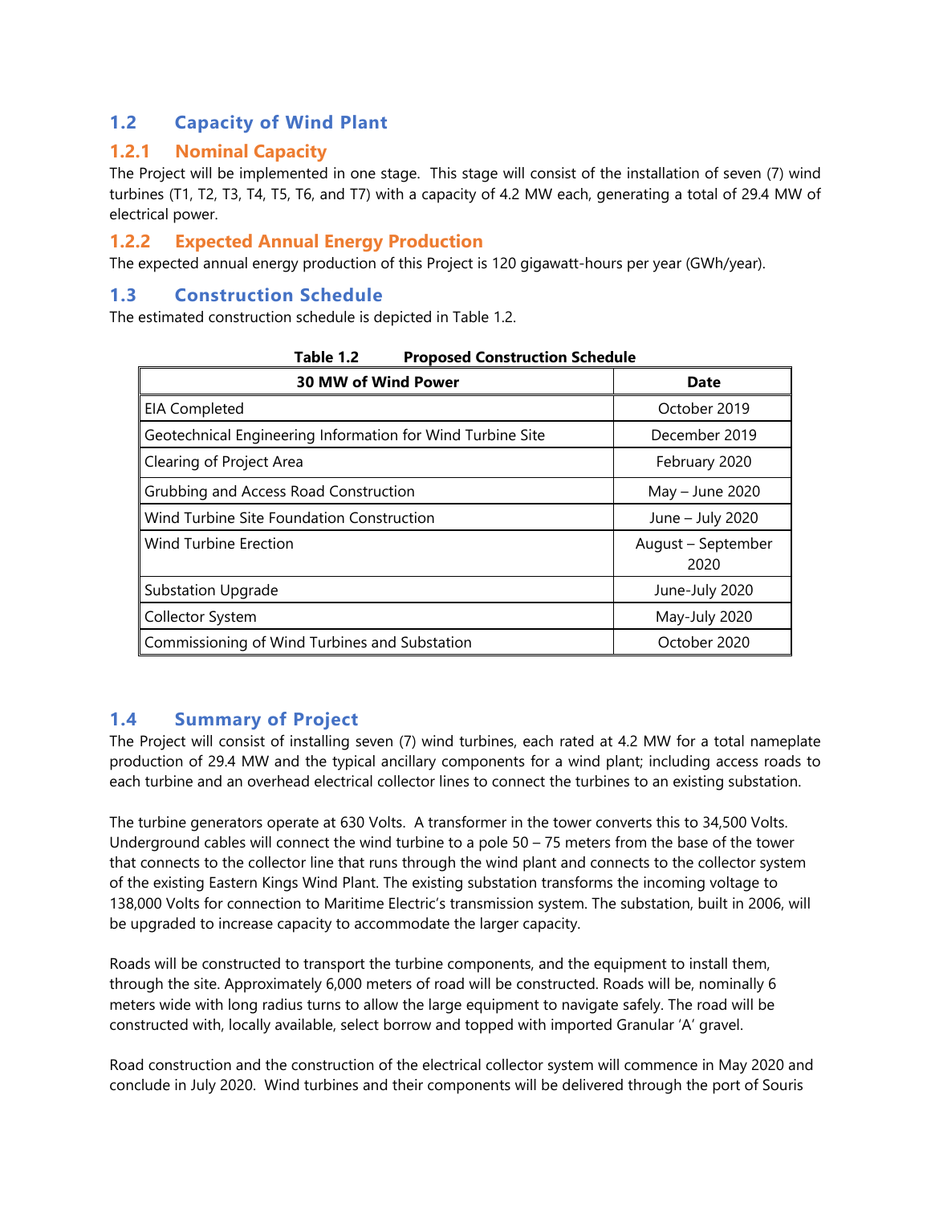## 1.2 Capacity of Wind Plant

### 1.2.1 Nominal Capacity

The Project will be implemented in one stage. This stage will consist of the installation of seven (7) wind turbines (T1, T2, T3, T4, T5, T6, and T7) with a capacity of 4.2 MW each, generating a total of 29.4 MW of electrical power.

### 1.2.2 Expected Annual Energy Production

The expected annual energy production of this Project is 120 gigawatt-hours per year (GWh/year).

## 1.3 Construction Schedule

The estimated construction schedule is depicted in Table 1.2.

**Table 1.2 Proposed Construction Schedule**

| 30 MW of Wind Power | Date |
|---|---|
| EIA Completed | October 2019 |
| Geotechnical Engineering Information for Wind Turbine Site | December 2019 |
| Clearing of Project Area | February 2020 |
| Grubbing and Access Road Construction | May – June 2020 |
| Wind Turbine Site Foundation Construction | June – July 2020 |
| Wind Turbine Erection | August – September 2020 |
| Substation Upgrade | June-July 2020 |
| Collector System | May-July 2020 |
| Commissioning of Wind Turbines and Substation | October 2020 |

## 1.4 Summary of Project

The Project will consist of installing seven (7) wind turbines, each rated at 4.2 MW for a total nameplate production of 29.4 MW and the typical ancillary components for a wind plant; including access roads to each turbine and an overhead electrical collector lines to connect the turbines to an existing substation.

The turbine generators operate at 630 Volts. A transformer in the tower converts this to 34,500 Volts. Underground cables will connect the wind turbine to a pole 50 – 75 meters from the base of the tower that connects to the collector line that runs through the wind plant and connects to the collector system of the existing Eastern Kings Wind Plant. The existing substation transforms the incoming voltage to 138,000 Volts for connection to Maritime Electric's transmission system. The substation, built in 2006, will be upgraded to increase capacity to accommodate the larger capacity.

Roads will be constructed to transport the turbine components, and the equipment to install them, through the site. Approximately 6,000 meters of road will be constructed. Roads will be, nominally 6 meters wide with long radius turns to allow the large equipment to navigate safely. The road will be constructed with, locally available, select borrow and topped with imported Granular 'A' gravel.

Road construction and the construction of the electrical collector system will commence in May 2020 and conclude in July 2020. Wind turbines and their components will be delivered through the port of Souris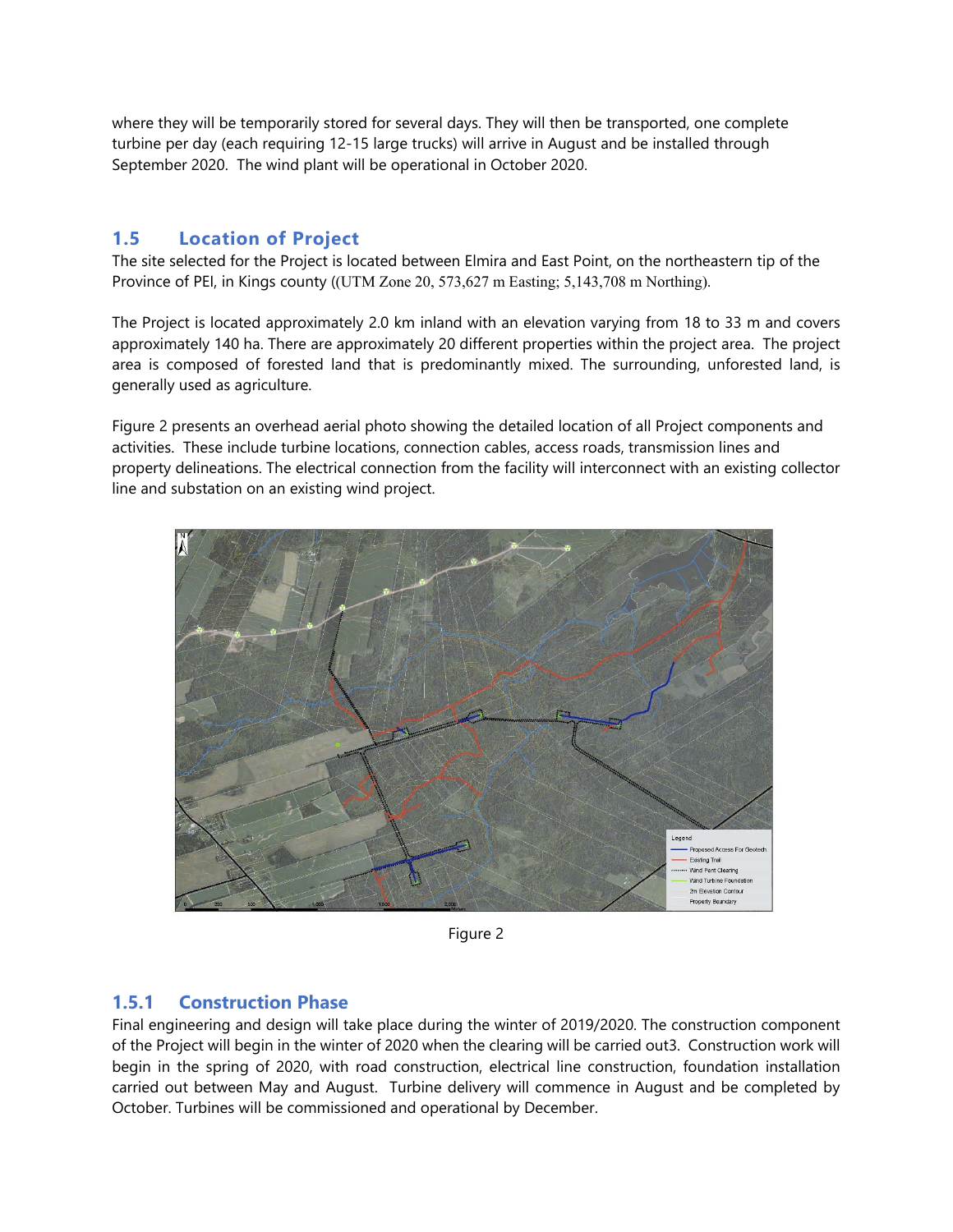where they will be temporarily stored for several days. They will then be transported, one complete turbine per day (each requiring 12-15 large trucks) will arrive in August and be installed through September 2020. The wind plant will be operational in October 2020.

## 1.5 Location of Project

The site selected for the Project is located between Elmira and East Point, on the northeastern tip of the Province of PEI, in Kings county ((UTM Zone 20, 573,627 m Easting; 5,143,708 m Northing).

The Project is located approximately 2.0 km inland with an elevation varying from 18 to 33 m and covers approximately 140 ha. There are approximately 20 different properties within the project area. The project area is composed of forested land that is predominantly mixed. The surrounding, unforested land, is generally used as agriculture.

Figure 2 presents an overhead aerial photo showing the detailed location of all Project components and activities. These include turbine locations, connection cables, access roads, transmission lines and property delineations. The electrical connection from the facility will interconnect with an existing collector line and substation on an existing wind project.

Figure 2

### 1.5.1 Construction Phase

Final engineering and design will take place during the winter of 2019/2020. The construction component of the Project will begin in the winter of 2020 when the clearing will be carried out3. Construction work will begin in the spring of 2020, with road construction, electrical line construction, foundation installation carried out between May and August. Turbine delivery will commence in August and be completed by October. Turbines will be commissioned and operational by December.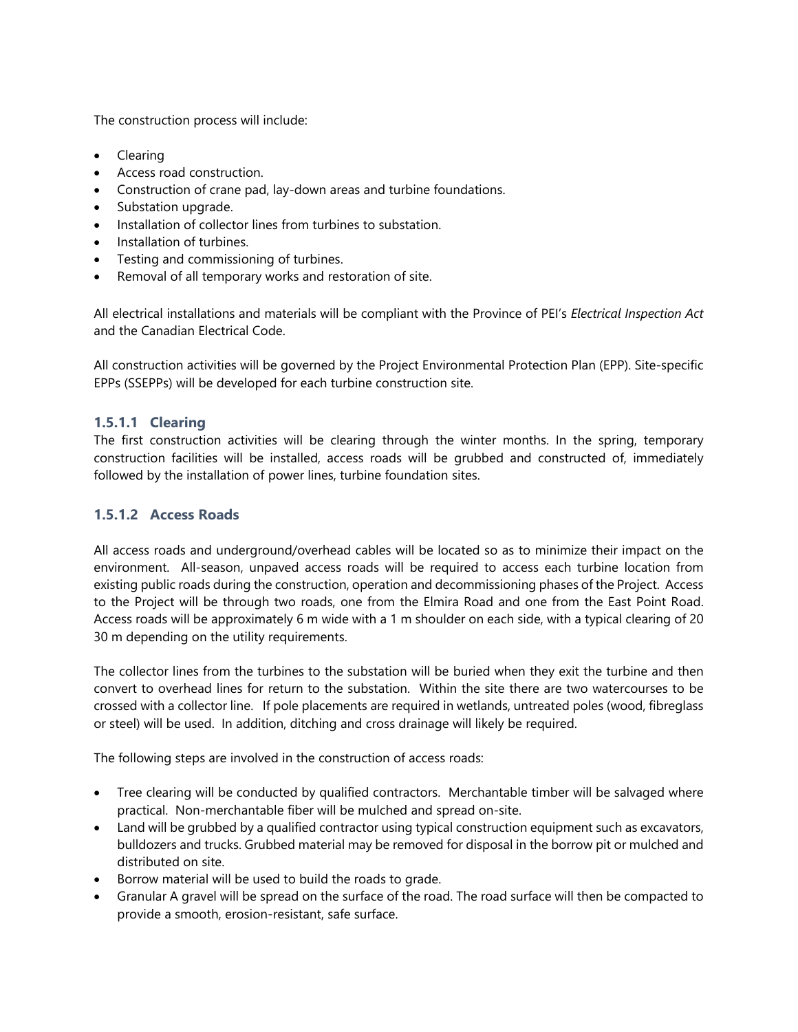The construction process will include:

- Clearing
- Access road construction.
- Construction of crane pad, lay-down areas and turbine foundations.
- Substation upgrade.
- Installation of collector lines from turbines to substation.
- Installation of turbines.
- Testing and commissioning of turbines.
- Removal of all temporary works and restoration of site.

All electrical installations and materials will be compliant with the Province of PEI's *Electrical Inspection Act* and the Canadian Electrical Code.

All construction activities will be governed by the Project Environmental Protection Plan (EPP). Site-specific EPPs (SSEPPs) will be developed for each turbine construction site.

#### 1.5.1.1 Clearing

The first construction activities will be clearing through the winter months. In the spring, temporary construction facilities will be installed, access roads will be grubbed and constructed of, immediately followed by the installation of power lines, turbine foundation sites.

#### 1.5.1.2 Access Roads

All access roads and underground/overhead cables will be located so as to minimize their impact on the environment. All-season, unpaved access roads will be required to access each turbine location from existing public roads during the construction, operation and decommissioning phases of the Project. Access to the Project will be through two roads, one from the Elmira Road and one from the East Point Road. Access roads will be approximately 6 m wide with a 1 m shoulder on each side, with a typical clearing of 20 30 m depending on the utility requirements.

The collector lines from the turbines to the substation will be buried when they exit the turbine and then convert to overhead lines for return to the substation. Within the site there are two watercourses to be crossed with a collector line. If pole placements are required in wetlands, untreated poles (wood, fibreglass or steel) will be used. In addition, ditching and cross drainage will likely be required.

The following steps are involved in the construction of access roads:

- Tree clearing will be conducted by qualified contractors. Merchantable timber will be salvaged where practical. Non-merchantable fiber will be mulched and spread on-site.
- Land will be grubbed by a qualified contractor using typical construction equipment such as excavators, bulldozers and trucks. Grubbed material may be removed for disposal in the borrow pit or mulched and distributed on site.
- Borrow material will be used to build the roads to grade.
- Granular A gravel will be spread on the surface of the road. The road surface will then be compacted to provide a smooth, erosion-resistant, safe surface.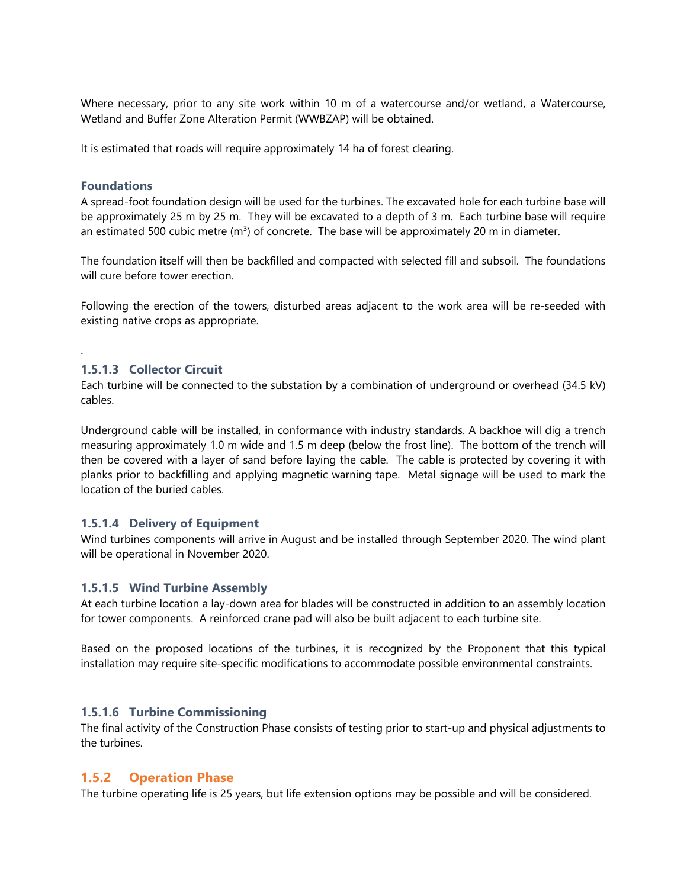Where necessary, prior to any site work within 10 m of a watercourse and/or wetland, a Watercourse, Wetland and Buffer Zone Alteration Permit (WWBZAP) will be obtained.

It is estimated that roads will require approximately 14 ha of forest clearing.

#### Foundations

A spread-foot foundation design will be used for the turbines. The excavated hole for each turbine base will be approximately 25 m by 25 m. They will be excavated to a depth of 3 m. Each turbine base will require an estimated 500 cubic metre ($m^3$) of concrete. The base will be approximately 20 m in diameter.

The foundation itself will then be backfilled and compacted with selected fill and subsoil. The foundations will cure before tower erection.

Following the erection of the towers, disturbed areas adjacent to the work area will be re-seeded with existing native crops as appropriate.

.

### 1.5.1.3 Collector Circuit

Each turbine will be connected to the substation by a combination of underground or overhead (34.5 kV) cables.

Underground cable will be installed, in conformance with industry standards. A backhoe will dig a trench measuring approximately 1.0 m wide and 1.5 m deep (below the frost line). The bottom of the trench will then be covered with a layer of sand before laying the cable. The cable is protected by covering it with planks prior to backfilling and applying magnetic warning tape. Metal signage will be used to mark the location of the buried cables.

### 1.5.1.4 Delivery of Equipment

Wind turbines components will arrive in August and be installed through September 2020. The wind plant will be operational in November 2020.

### 1.5.1.5 Wind Turbine Assembly

At each turbine location a lay-down area for blades will be constructed in addition to an assembly location for tower components. A reinforced crane pad will also be built adjacent to each turbine site.

Based on the proposed locations of the turbines, it is recognized by the Proponent that this typical installation may require site-specific modifications to accommodate possible environmental constraints.

### 1.5.1.6 Turbine Commissioning

The final activity of the Construction Phase consists of testing prior to start-up and physical adjustments to the turbines.

## 1.5.2 Operation Phase

The turbine operating life is 25 years, but life extension options may be possible and will be considered.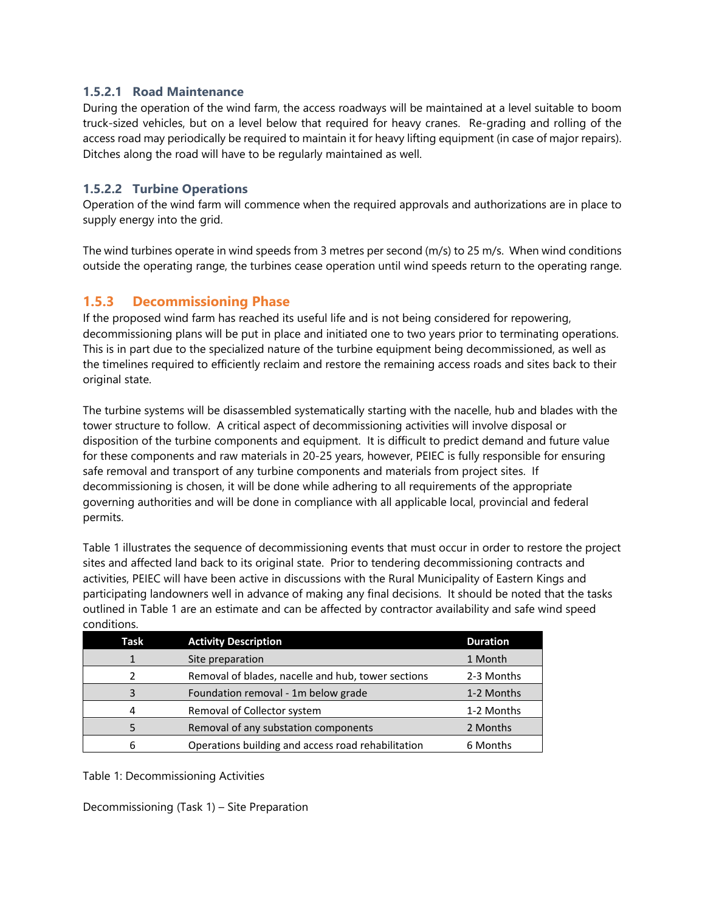#### 1.5.2.1 Road Maintenance

During the operation of the wind farm, the access roadways will be maintained at a level suitable to boom truck-sized vehicles, but on a level below that required for heavy cranes. Re-grading and rolling of the access road may periodically be required to maintain it for heavy lifting equipment (in case of major repairs). Ditches along the road will have to be regularly maintained as well.

#### 1.5.2.2 Turbine Operations

Operation of the wind farm will commence when the required approvals and authorizations are in place to supply energy into the grid.

The wind turbines operate in wind speeds from 3 metres per second (m/s) to 25 m/s. When wind conditions outside the operating range, the turbines cease operation until wind speeds return to the operating range.

### 1.5.3 Decommissioning Phase

If the proposed wind farm has reached its useful life and is not being considered for repowering, decommissioning plans will be put in place and initiated one to two years prior to terminating operations. This is in part due to the specialized nature of the turbine equipment being decommissioned, as well as the timelines required to efficiently reclaim and restore the remaining access roads and sites back to their original state.

The turbine systems will be disassembled systematically starting with the nacelle, hub and blades with the tower structure to follow. A critical aspect of decommissioning activities will involve disposal or disposition of the turbine components and equipment. It is difficult to predict demand and future value for these components and raw materials in 20-25 years, however, PEIEC is fully responsible for ensuring safe removal and transport of any turbine components and materials from project sites. If decommissioning is chosen, it will be done while adhering to all requirements of the appropriate governing authorities and will be done in compliance with all applicable local, provincial and federal permits.

Table 1 illustrates the sequence of decommissioning events that must occur in order to restore the project sites and affected land back to its original state. Prior to tendering decommissioning contracts and activities, PEIEC will have been active in discussions with the Rural Municipality of Eastern Kings and participating landowners well in advance of making any final decisions. It should be noted that the tasks outlined in Table 1 are an estimate and can be affected by contractor availability and safe wind speed conditions.

| Task | Activity Description | Duration |
|---|---|---|
| 1 | Site preparation | 1 Month |
| 2 | Removal of blades, nacelle and hub, tower sections | 2-3 Months |
| 3 | Foundation removal - 1m below grade | 1-2 Months |
| 4 | Removal of Collector system | 1-2 Months |
| 5 | Removal of any substation components | 2 Months |
| 6 | Operations building and access road rehabilitation | 6 Months |

Table 1: Decommissioning Activities

Decommissioning (Task 1) – Site Preparation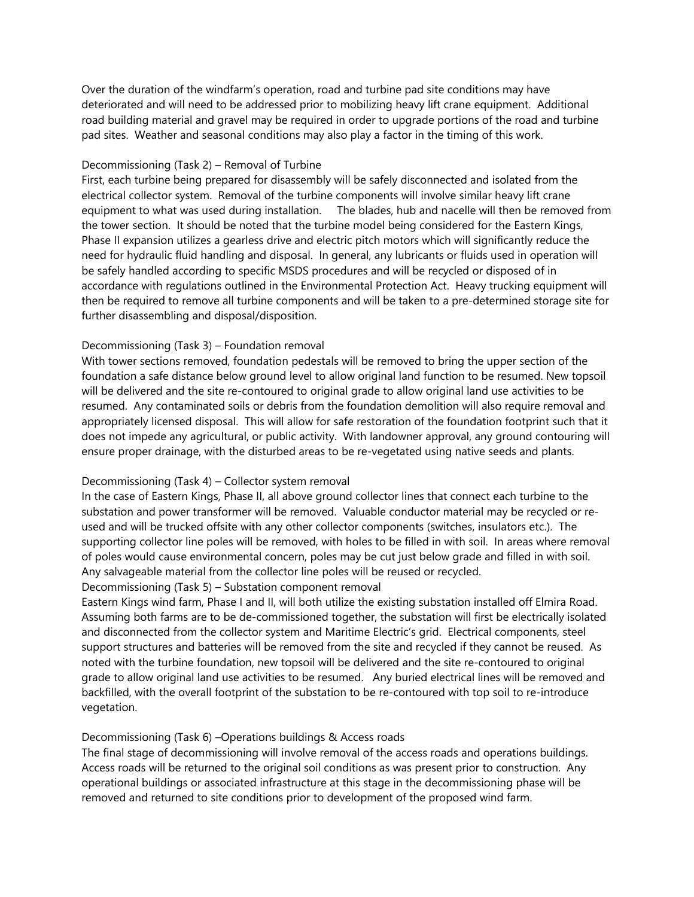Over the duration of the windfarm's operation, road and turbine pad site conditions may have deteriorated and will need to be addressed prior to mobilizing heavy lift crane equipment. Additional road building material and gravel may be required in order to upgrade portions of the road and turbine pad sites. Weather and seasonal conditions may also play a factor in the timing of this work.

Decommissioning (Task 2) – Removal of Turbine

First, each turbine being prepared for disassembly will be safely disconnected and isolated from the electrical collector system. Removal of the turbine components will involve similar heavy lift crane equipment to what was used during installation. The blades, hub and nacelle will then be removed from the tower section. It should be noted that the turbine model being considered for the Eastern Kings, Phase II expansion utilizes a gearless drive and electric pitch motors which will significantly reduce the need for hydraulic fluid handling and disposal. In general, any lubricants or fluids used in operation will be safely handled according to specific MSDS procedures and will be recycled or disposed of in accordance with regulations outlined in the Environmental Protection Act. Heavy trucking equipment will then be required to remove all turbine components and will be taken to a pre-determined storage site for further disassembling and disposal/disposition.

Decommissioning (Task 3) – Foundation removal

With tower sections removed, foundation pedestals will be removed to bring the upper section of the foundation a safe distance below ground level to allow original land function to be resumed. New topsoil will be delivered and the site re-contoured to original grade to allow original land use activities to be resumed. Any contaminated soils or debris from the foundation demolition will also require removal and appropriately licensed disposal. This will allow for safe restoration of the foundation footprint such that it does not impede any agricultural, or public activity. With landowner approval, any ground contouring will ensure proper drainage, with the disturbed areas to be re-vegetated using native seeds and plants.

Decommissioning (Task 4) – Collector system removal

In the case of Eastern Kings, Phase II, all above ground collector lines that connect each turbine to the substation and power transformer will be removed. Valuable conductor material may be recycled or re-used and will be trucked offsite with any other collector components (switches, insulators etc.). The supporting collector line poles will be removed, with holes to be filled in with soil. In areas where removal of poles would cause environmental concern, poles may be cut just below grade and filled in with soil. Any salvageable material from the collector line poles will be reused or recycled.

Decommissioning (Task 5) – Substation component removal

Eastern Kings wind farm, Phase I and II, will both utilize the existing substation installed off Elmira Road. Assuming both farms are to be de-commissioned together, the substation will first be electrically isolated and disconnected from the collector system and Maritime Electric's grid. Electrical components, steel support structures and batteries will be removed from the site and recycled if they cannot be reused. As noted with the turbine foundation, new topsoil will be delivered and the site re-contoured to original grade to allow original land use activities to be resumed. Any buried electrical lines will be removed and backfilled, with the overall footprint of the substation to be re-contoured with top soil to re-introduce vegetation.

Decommissioning (Task 6) –Operations buildings & Access roads

The final stage of decommissioning will involve removal of the access roads and operations buildings. Access roads will be returned to the original soil conditions as was present prior to construction. Any operational buildings or associated infrastructure at this stage in the decommissioning phase will be removed and returned to site conditions prior to development of the proposed wind farm.